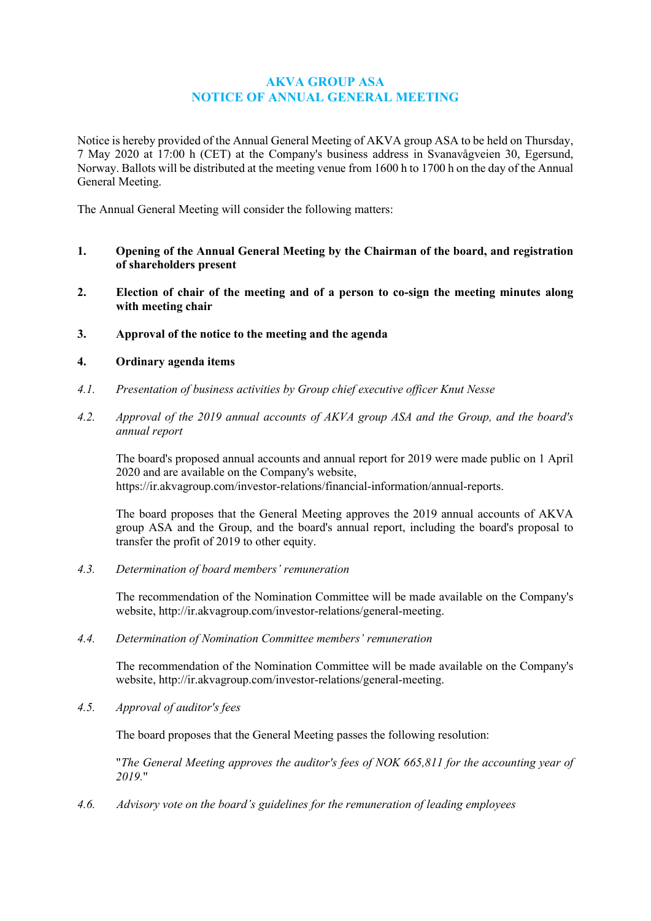# AKVA GROUP ASA
# NOTICE OF ANNUAL GENERAL MEETING

Notice is hereby provided of the Annual General Meeting of AKVA group ASA to be held on Thursday, 7 May 2020 at 17:00 h (CET) at the Company's business address in Svanavågveien 30, Egersund, Norway. Ballots will be distributed at the meeting venue from 1600 h to 1700 h on the day of the Annual General Meeting.

The Annual General Meeting will consider the following matters:

**1. Opening of the Annual General Meeting by the Chairman of the board, and registration of shareholders present**

**2. Election of chair of the meeting and of a person to co-sign the meeting minutes along with meeting chair**

**3. Approval of the notice to the meeting and the agenda**

**4. Ordinary agenda items**

*4.1. Presentation of business activities by Group chief executive officer Knut Nesse*

*4.2. Approval of the 2019 annual accounts of AKVA group ASA and the Group, and the board's annual report*

The board's proposed annual accounts and annual report for 2019 were made public on 1 April 2020 and are available on the Company's website, https://ir.akvagroup.com/investor-relations/financial-information/annual-reports.

The board proposes that the General Meeting approves the 2019 annual accounts of AKVA group ASA and the Group, and the board's annual report, including the board's proposal to transfer the profit of 2019 to other equity.

*4.3. Determination of board members' remuneration*

The recommendation of the Nomination Committee will be made available on the Company's website, http://ir.akvagroup.com/investor-relations/general-meeting.

*4.4. Determination of Nomination Committee members' remuneration*

The recommendation of the Nomination Committee will be made available on the Company's website, http://ir.akvagroup.com/investor-relations/general-meeting.

*4.5. Approval of auditor's fees*

The board proposes that the General Meeting passes the following resolution:

"*The General Meeting approves the auditor's fees of NOK 665,811 for the accounting year of 2019.*"

*4.6. Advisory vote on the board's guidelines for the remuneration of leading employees*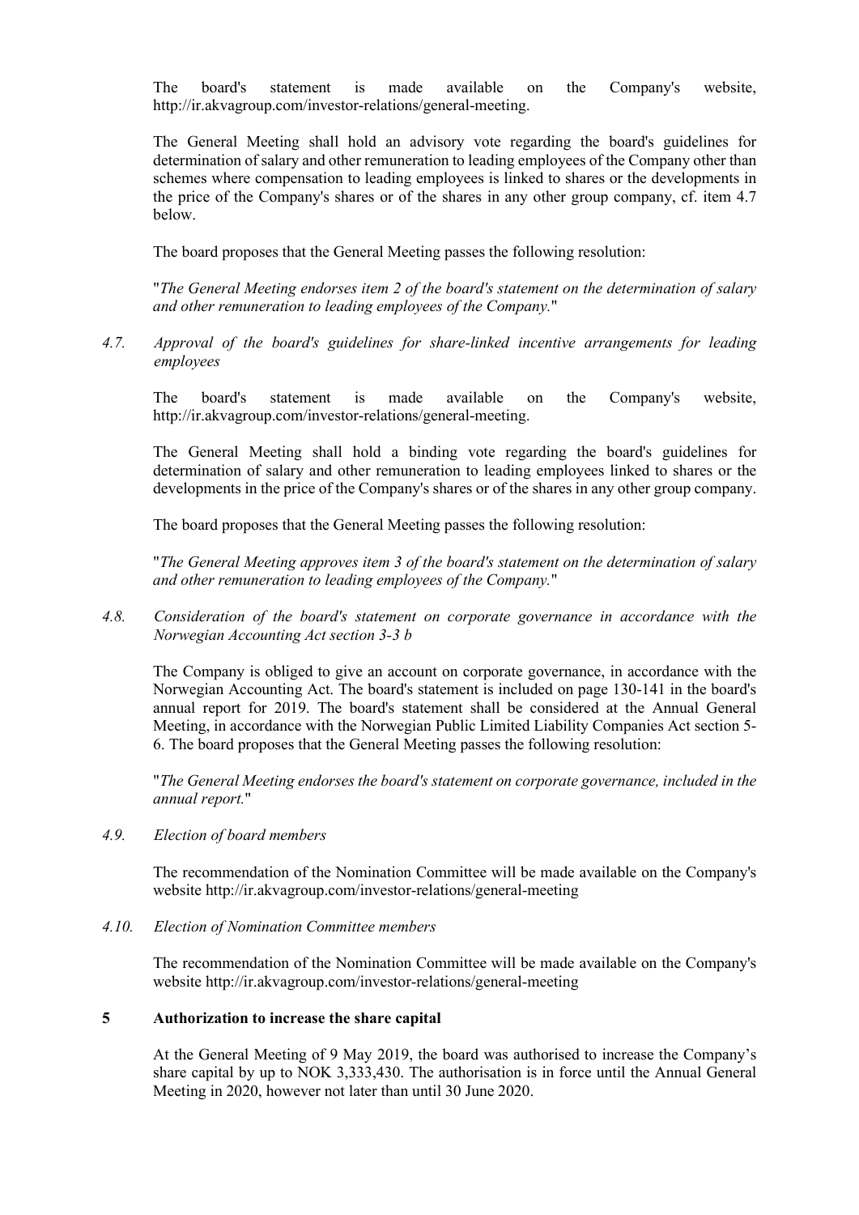The board's statement is made available on the Company's website, http://ir.akvagroup.com/investor-relations/general-meeting.

The General Meeting shall hold an advisory vote regarding the board's guidelines for determination of salary and other remuneration to leading employees of the Company other than schemes where compensation to leading employees is linked to shares or the developments in the price of the Company's shares or of the shares in any other group company, cf. item 4.7 below.

The board proposes that the General Meeting passes the following resolution:

"*The General Meeting endorses item 2 of the board's statement on the determination of salary and other remuneration to leading employees of the Company.*"

*4.7. Approval of the board's guidelines for share-linked incentive arrangements for leading employees*

The board's statement is made available on the Company's website, http://ir.akvagroup.com/investor-relations/general-meeting.

The General Meeting shall hold a binding vote regarding the board's guidelines for determination of salary and other remuneration to leading employees linked to shares or the developments in the price of the Company's shares or of the shares in any other group company.

The board proposes that the General Meeting passes the following resolution:

"*The General Meeting approves item 3 of the board's statement on the determination of salary and other remuneration to leading employees of the Company.*"

*4.8. Consideration of the board's statement on corporate governance in accordance with the Norwegian Accounting Act section 3-3 b*

The Company is obliged to give an account on corporate governance, in accordance with the Norwegian Accounting Act. The board's statement is included on page 130-141 in the board's annual report for 2019. The board's statement shall be considered at the Annual General Meeting, in accordance with the Norwegian Public Limited Liability Companies Act section 5-6. The board proposes that the General Meeting passes the following resolution:

"*The General Meeting endorses the board's statement on corporate governance, included in the annual report.*"

*4.9. Election of board members*

The recommendation of the Nomination Committee will be made available on the Company's website http://ir.akvagroup.com/investor-relations/general-meeting

*4.10. Election of Nomination Committee members*

The recommendation of the Nomination Committee will be made available on the Company's website http://ir.akvagroup.com/investor-relations/general-meeting

## 5 Authorization to increase the share capital

At the General Meeting of 9 May 2019, the board was authorised to increase the Company's share capital by up to NOK 3,333,430. The authorisation is in force until the Annual General Meeting in 2020, however not later than until 30 June 2020.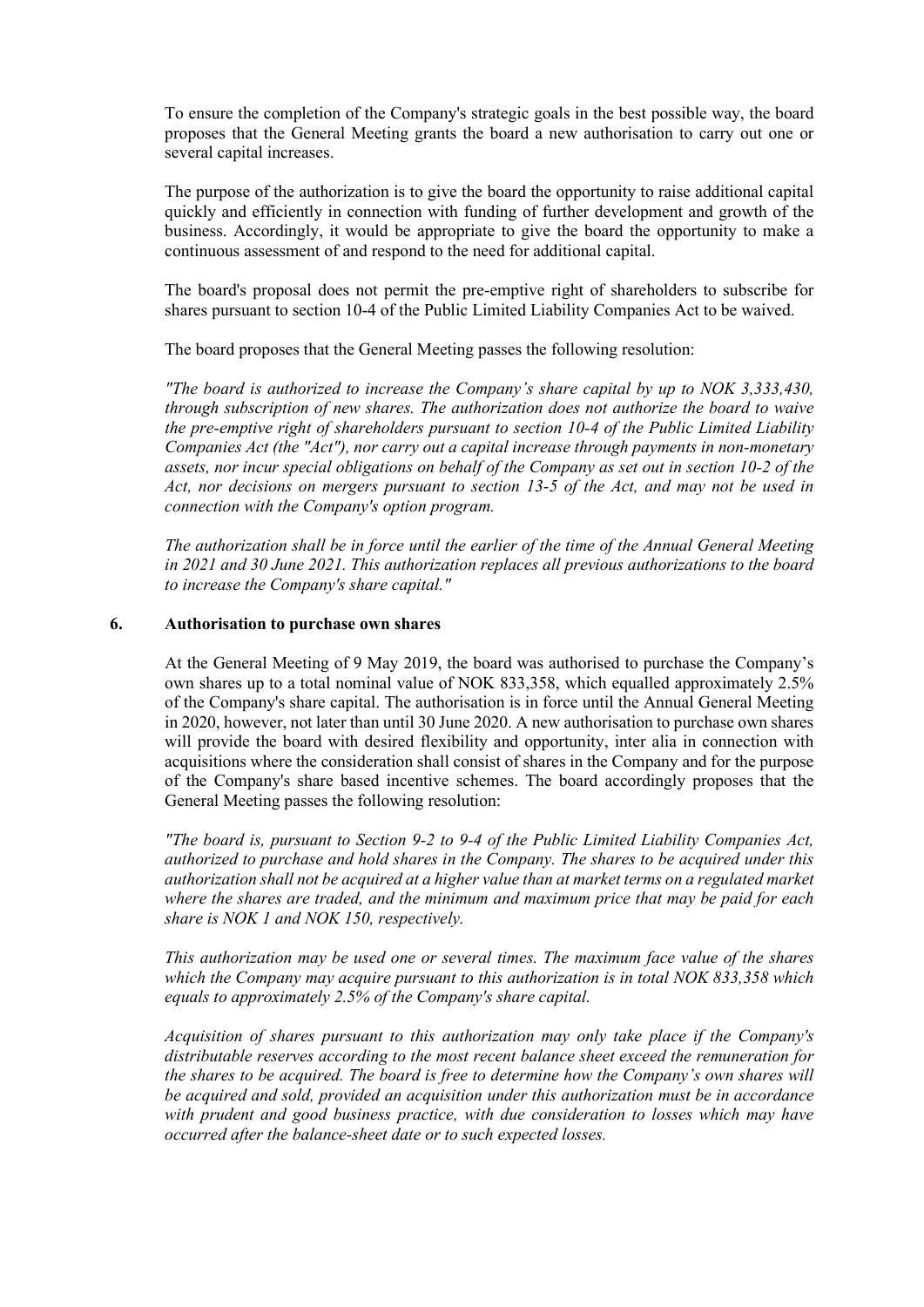To ensure the completion of the Company's strategic goals in the best possible way, the board proposes that the General Meeting grants the board a new authorisation to carry out one or several capital increases.

The purpose of the authorization is to give the board the opportunity to raise additional capital quickly and efficiently in connection with funding of further development and growth of the business. Accordingly, it would be appropriate to give the board the opportunity to make a continuous assessment of and respond to the need for additional capital.

The board's proposal does not permit the pre-emptive right of shareholders to subscribe for shares pursuant to section 10-4 of the Public Limited Liability Companies Act to be waived.

The board proposes that the General Meeting passes the following resolution:

*"The board is authorized to increase the Company's share capital by up to NOK 3,333,430, through subscription of new shares. The authorization does not authorize the board to waive the pre-emptive right of shareholders pursuant to section 10-4 of the Public Limited Liability Companies Act (the "Act"), nor carry out a capital increase through payments in non-monetary assets, nor incur special obligations on behalf of the Company as set out in section 10-2 of the Act, nor decisions on mergers pursuant to section 13-5 of the Act, and may not be used in connection with the Company's option program.*

*The authorization shall be in force until the earlier of the time of the Annual General Meeting in 2021 and 30 June 2021. This authorization replaces all previous authorizations to the board to increase the Company's share capital."*

## 6. Authorisation to purchase own shares

At the General Meeting of 9 May 2019, the board was authorised to purchase the Company's own shares up to a total nominal value of NOK 833,358, which equalled approximately 2.5% of the Company's share capital. The authorisation is in force until the Annual General Meeting in 2020, however, not later than until 30 June 2020. A new authorisation to purchase own shares will provide the board with desired flexibility and opportunity, inter alia in connection with acquisitions where the consideration shall consist of shares in the Company and for the purpose of the Company's share based incentive schemes. The board accordingly proposes that the General Meeting passes the following resolution:

*"The board is, pursuant to Section 9-2 to 9-4 of the Public Limited Liability Companies Act, authorized to purchase and hold shares in the Company. The shares to be acquired under this authorization shall not be acquired at a higher value than at market terms on a regulated market where the shares are traded, and the minimum and maximum price that may be paid for each share is NOK 1 and NOK 150, respectively.*

*This authorization may be used one or several times. The maximum face value of the shares which the Company may acquire pursuant to this authorization is in total NOK 833,358 which equals to approximately 2.5% of the Company's share capital.*

*Acquisition of shares pursuant to this authorization may only take place if the Company's distributable reserves according to the most recent balance sheet exceed the remuneration for the shares to be acquired. The board is free to determine how the Company's own shares will be acquired and sold, provided an acquisition under this authorization must be in accordance with prudent and good business practice, with due consideration to losses which may have occurred after the balance-sheet date or to such expected losses.*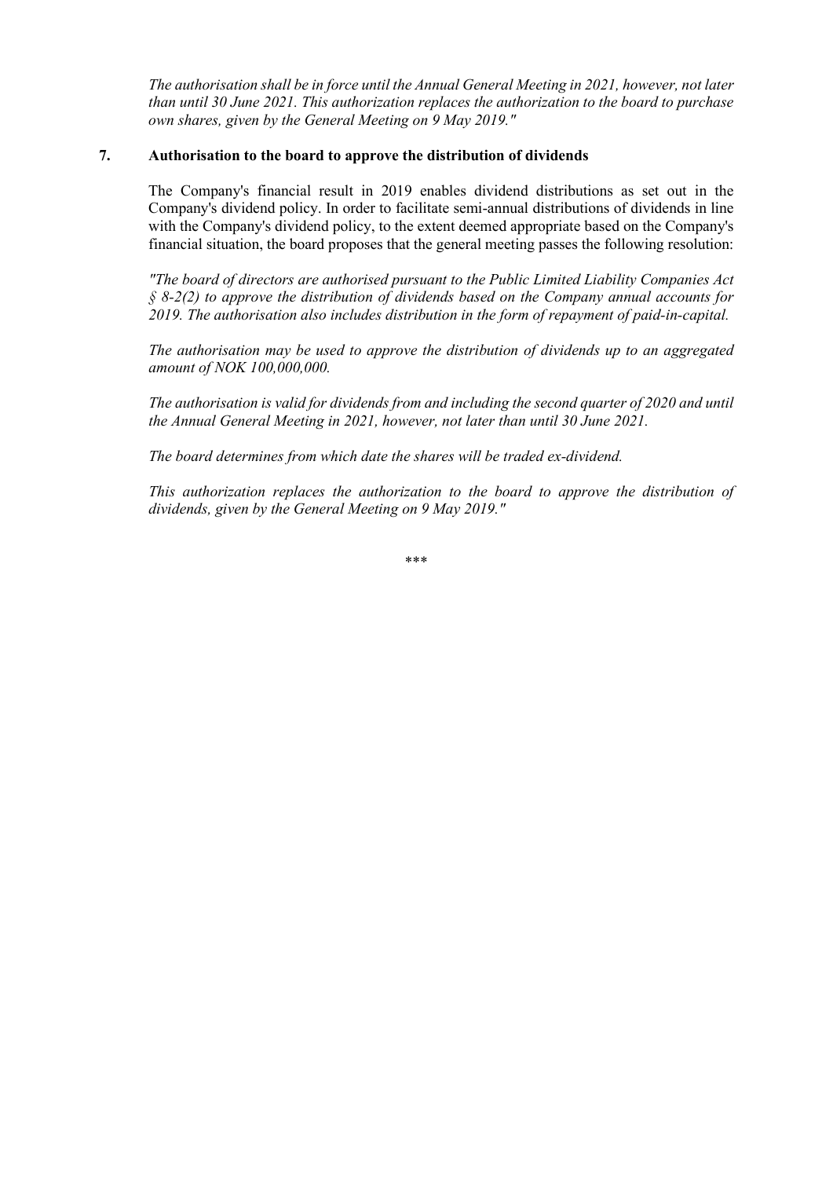*The authorisation shall be in force until the Annual General Meeting in 2021, however, not later than until 30 June 2021. This authorization replaces the authorization to the board to purchase own shares, given by the General Meeting on 9 May 2019."*

## 7. Authorisation to the board to approve the distribution of dividends

The Company's financial result in 2019 enables dividend distributions as set out in the Company's dividend policy. In order to facilitate semi-annual distributions of dividends in line with the Company's dividend policy, to the extent deemed appropriate based on the Company's financial situation, the board proposes that the general meeting passes the following resolution:

*"The board of directors are authorised pursuant to the Public Limited Liability Companies Act § 8-2(2) to approve the distribution of dividends based on the Company annual accounts for 2019. The authorisation also includes distribution in the form of repayment of paid-in-capital.*

*The authorisation may be used to approve the distribution of dividends up to an aggregated amount of NOK 100,000,000.*

*The authorisation is valid for dividends from and including the second quarter of 2020 and until the Annual General Meeting in 2021, however, not later than until 30 June 2021.*

*The board determines from which date the shares will be traded ex-dividend.*

*This authorization replaces the authorization to the board to approve the distribution of dividends, given by the General Meeting on 9 May 2019."*

***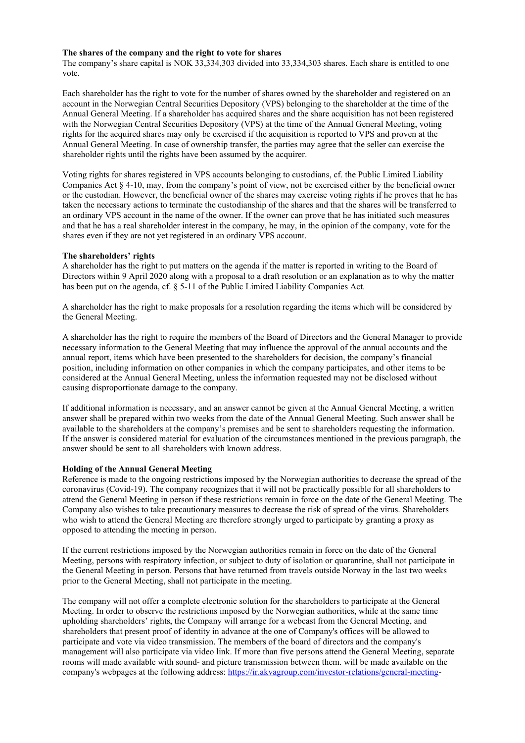**The shares of the company and the right to vote for shares**

The company's share capital is NOK 33,334,303 divided into 33,334,303 shares. Each share is entitled to one vote.

Each shareholder has the right to vote for the number of shares owned by the shareholder and registered on an account in the Norwegian Central Securities Depository (VPS) belonging to the shareholder at the time of the Annual General Meeting. If a shareholder has acquired shares and the share acquisition has not been registered with the Norwegian Central Securities Depository (VPS) at the time of the Annual General Meeting, voting rights for the acquired shares may only be exercised if the acquisition is reported to VPS and proven at the Annual General Meeting. In case of ownership transfer, the parties may agree that the seller can exercise the shareholder rights until the rights have been assumed by the acquirer.

Voting rights for shares registered in VPS accounts belonging to custodians, cf. the Public Limited Liability Companies Act § 4-10, may, from the company's point of view, not be exercised either by the beneficial owner or the custodian. However, the beneficial owner of the shares may exercise voting rights if he proves that he has taken the necessary actions to terminate the custodianship of the shares and that the shares will be transferred to an ordinary VPS account in the name of the owner. If the owner can prove that he has initiated such measures and that he has a real shareholder interest in the company, he may, in the opinion of the company, vote for the shares even if they are not yet registered in an ordinary VPS account.

**The shareholders' rights**

A shareholder has the right to put matters on the agenda if the matter is reported in writing to the Board of Directors within 9 April 2020 along with a proposal to a draft resolution or an explanation as to why the matter has been put on the agenda, cf. § 5-11 of the Public Limited Liability Companies Act.

A shareholder has the right to make proposals for a resolution regarding the items which will be considered by the General Meeting.

A shareholder has the right to require the members of the Board of Directors and the General Manager to provide necessary information to the General Meeting that may influence the approval of the annual accounts and the annual report, items which have been presented to the shareholders for decision, the company's financial position, including information on other companies in which the company participates, and other items to be considered at the Annual General Meeting, unless the information requested may not be disclosed without causing disproportionate damage to the company.

If additional information is necessary, and an answer cannot be given at the Annual General Meeting, a written answer shall be prepared within two weeks from the date of the Annual General Meeting. Such answer shall be available to the shareholders at the company's premises and be sent to shareholders requesting the information. If the answer is considered material for evaluation of the circumstances mentioned in the previous paragraph, the answer should be sent to all shareholders with known address.

**Holding of the Annual General Meeting**

Reference is made to the ongoing restrictions imposed by the Norwegian authorities to decrease the spread of the coronavirus (Covid-19). The company recognizes that it will not be practically possible for all shareholders to attend the General Meeting in person if these restrictions remain in force on the date of the General Meeting. The Company also wishes to take precautionary measures to decrease the risk of spread of the virus. Shareholders who wish to attend the General Meeting are therefore strongly urged to participate by granting a proxy as opposed to attending the meeting in person.

If the current restrictions imposed by the Norwegian authorities remain in force on the date of the General Meeting, persons with respiratory infection, or subject to duty of isolation or quarantine, shall not participate in the General Meeting in person. Persons that have returned from travels outside Norway in the last two weeks prior to the General Meeting, shall not participate in the meeting.

The company will not offer a complete electronic solution for the shareholders to participate at the General Meeting. In order to observe the restrictions imposed by the Norwegian authorities, while at the same time upholding shareholders' rights, the Company will arrange for a webcast from the General Meeting, and shareholders that present proof of identity in advance at the one of Company's offices will be allowed to participate and vote via video transmission. The members of the board of directors and the company's management will also participate via video link. If more than five persons attend the General Meeting, separate rooms will made available with sound- and picture transmission between them. will be made available on the company's webpages at the following address: https://ir.akvagroup.com/investor-relations/general-meeting-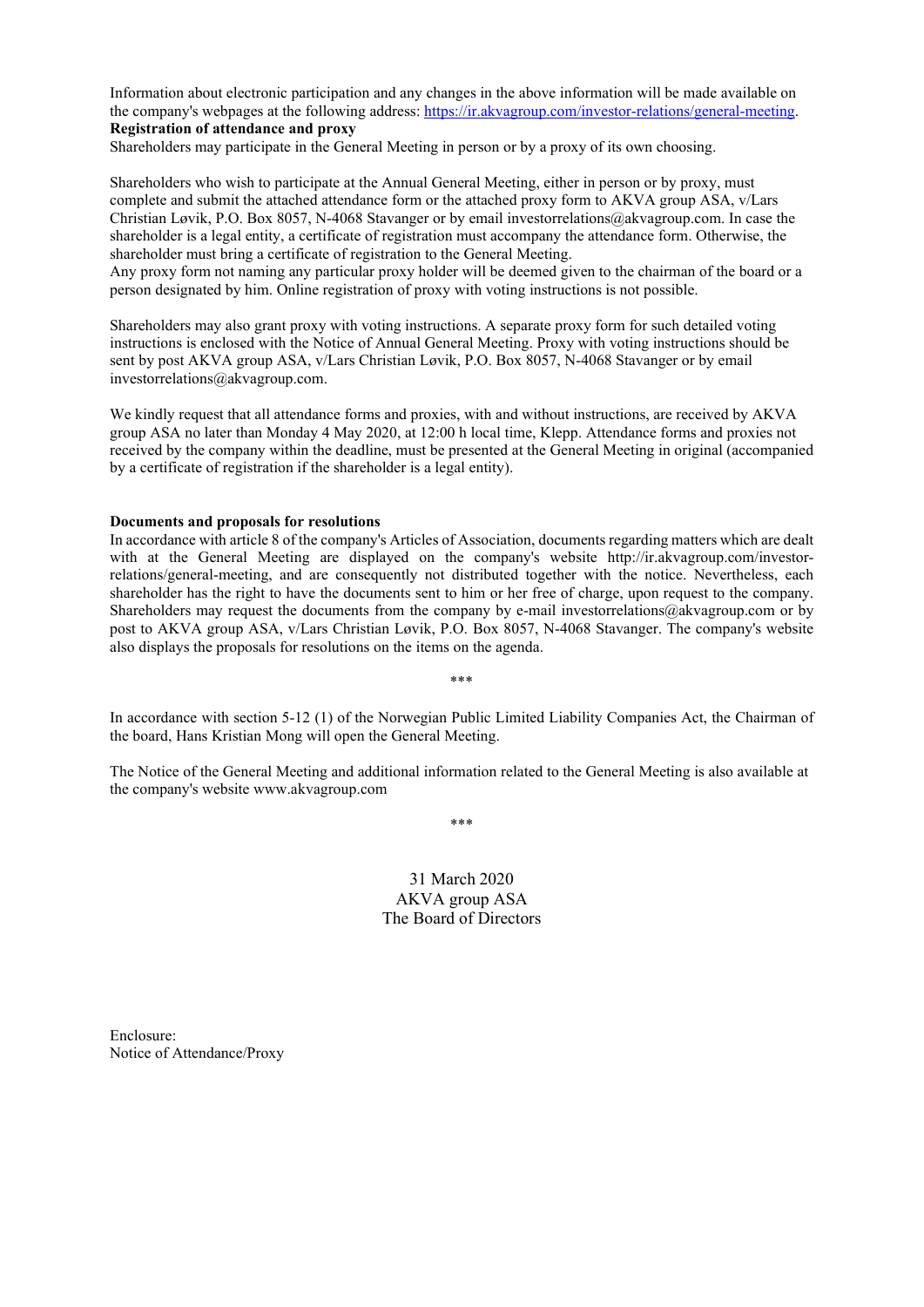Information about electronic participation and any changes in the above information will be made available on the company's webpages at the following address: https://ir.akvagroup.com/investor-relations/general-meeting.

**Registration of attendance and proxy**

Shareholders may participate in the General Meeting in person or by a proxy of its own choosing.

Shareholders who wish to participate at the Annual General Meeting, either in person or by proxy, must complete and submit the attached attendance form or the attached proxy form to AKVA group ASA, v/Lars Christian Løvik, P.O. Box 8057, N-4068 Stavanger or by email investorrelations@akvagroup.com. In case the shareholder is a legal entity, a certificate of registration must accompany the attendance form. Otherwise, the shareholder must bring a certificate of registration to the General Meeting.

Any proxy form not naming any particular proxy holder will be deemed given to the chairman of the board or a person designated by him. Online registration of proxy with voting instructions is not possible.

Shareholders may also grant proxy with voting instructions. A separate proxy form for such detailed voting instructions is enclosed with the Notice of Annual General Meeting. Proxy with voting instructions should be sent by post AKVA group ASA, v/Lars Christian Løvik, P.O. Box 8057, N-4068 Stavanger or by email investorrelations@akvagroup.com.

We kindly request that all attendance forms and proxies, with and without instructions, are received by AKVA group ASA no later than Monday 4 May 2020, at 12:00 h local time, Klepp. Attendance forms and proxies not received by the company within the deadline, must be presented at the General Meeting in original (accompanied by a certificate of registration if the shareholder is a legal entity).

**Documents and proposals for resolutions**

In accordance with article 8 of the company's Articles of Association, documents regarding matters which are dealt with at the General Meeting are displayed on the company's website http://ir.akvagroup.com/investor-relations/general-meeting, and are consequently not distributed together with the notice. Nevertheless, each shareholder has the right to have the documents sent to him or her free of charge, upon request to the company. Shareholders may request the documents from the company by e-mail investorrelations@akvagroup.com or by post to AKVA group ASA, v/Lars Christian Løvik, P.O. Box 8057, N-4068 Stavanger. The company's website also displays the proposals for resolutions on the items on the agenda.

\*\*\*

In accordance with section 5-12 (1) of the Norwegian Public Limited Liability Companies Act, the Chairman of the board, Hans Kristian Mong will open the General Meeting.

The Notice of the General Meeting and additional information related to the General Meeting is also available at the company's website www.akvagroup.com

\*\*\*

31 March 2020
AKVA group ASA
The Board of Directors

Enclosure:
Notice of Attendance/Proxy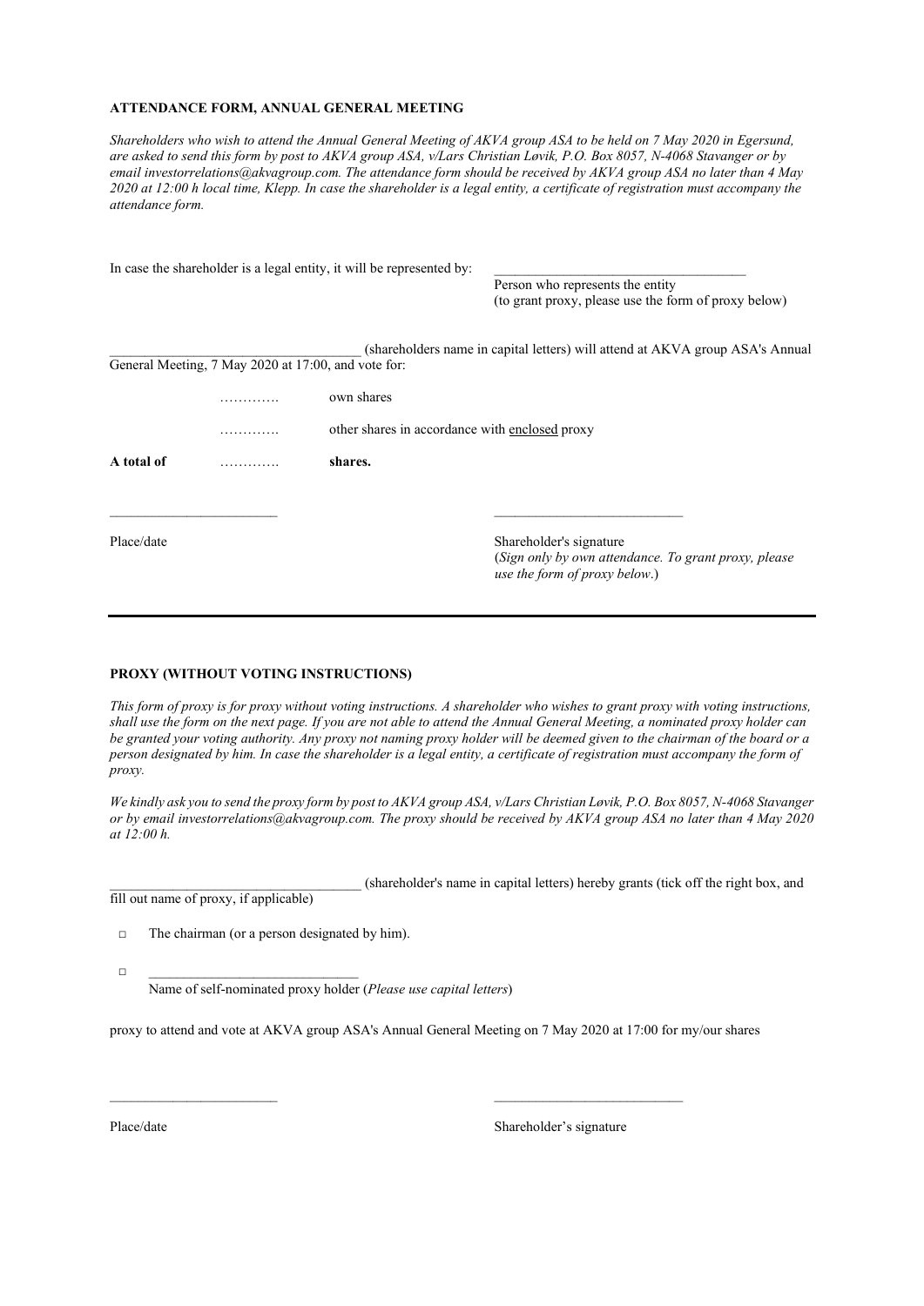**ATTENDANCE FORM, ANNUAL GENERAL MEETING**

*Shareholders who wish to attend the Annual General Meeting of AKVA group ASA to be held on 7 May 2020 in Egersund, are asked to send this form by post to AKVA group ASA, v/Lars Christian Løvik, P.O. Box 8057, N-4068 Stavanger or by email investorrelations@akvagroup.com. The attendance form should be received by AKVA group ASA no later than 4 May 2020 at 12:00 h local time, Klepp. In case the shareholder is a legal entity, a certificate of registration must accompany the attendance form.*

In case the shareholder is a legal entity, it will be represented by: ____________________________________

Person who represents the entity
(to grant proxy, please use the form of proxy below)

____________________________________ (shareholders name in capital letters) will attend at AKVA group ASA's Annual General Meeting, 7 May 2020 at 17:00, and vote for:

| | | |
|---|---|---|
| | …………. | own shares |
| | …………. | other shares in accordance with <u>enclosed</u> proxy |
| **A total of** | …………. | **shares.** |

________________________ ____________________________

Place/date

Shareholder's signature
(*Sign only by own attendance. To grant proxy, please use the form of proxy below*.)

---

**PROXY (WITHOUT VOTING INSTRUCTIONS)**

*This form of proxy is for proxy without voting instructions. A shareholder who wishes to grant proxy with voting instructions, shall use the form on the next page. If you are not able to attend the Annual General Meeting, a nominated proxy holder can be granted your voting authority. Any proxy not naming proxy holder will be deemed given to the chairman of the board or a person designated by him. In case the shareholder is a legal entity, a certificate of registration must accompany the form of proxy.*

*We kindly ask you to send the proxy form by post to AKVA group ASA, v/Lars Christian Løvik, P.O. Box 8057, N-4068 Stavanger or by email investorrelations@akvagroup.com. The proxy should be received by AKVA group ASA no later than 4 May 2020 at 12:00 h.*

____________________________________ (shareholder's name in capital letters) hereby grants (tick off the right box, and fill out name of proxy, if applicable)

□ The chairman (or a person designated by him).

□ ________________________________
Name of self-nominated proxy holder (*Please use capital letters*)

proxy to attend and vote at AKVA group ASA's Annual General Meeting on 7 May 2020 at 17:00 for my/our shares

________________________ ____________________________

Place/date

Shareholder's signature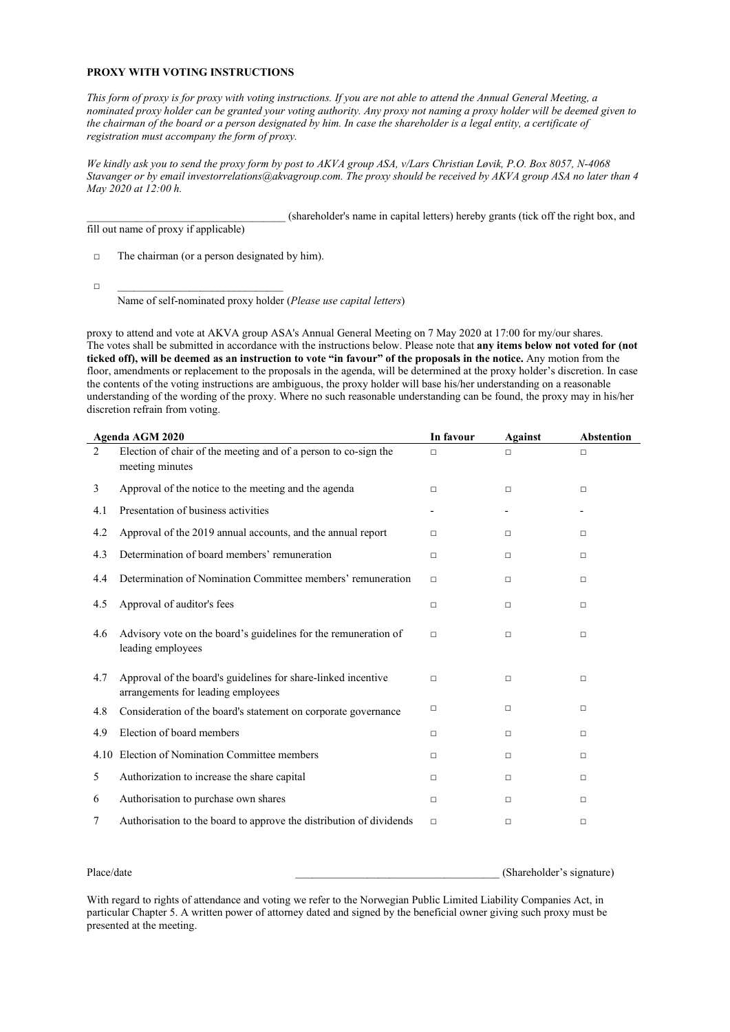**PROXY WITH VOTING INSTRUCTIONS**

*This form of proxy is for proxy with voting instructions. If you are not able to attend the Annual General Meeting, a nominated proxy holder can be granted your voting authority. Any proxy not naming a proxy holder will be deemed given to the chairman of the board or a person designated by him. In case the shareholder is a legal entity, a certificate of registration must accompany the form of proxy.*

*We kindly ask you to send the proxy form by post to AKVA group ASA, v/Lars Christian Løvik, P.O. Box 8057, N-4068 Stavanger or by email investorrelations@akvagroup.com. The proxy should be received by AKVA group ASA no later than 4 May 2020 at 12:00 h.*

____________________________________ (shareholder's name in capital letters) hereby grants (tick off the right box, and fill out name of proxy if applicable)

□ The chairman (or a person designated by him).

□ ______________________________
Name of self-nominated proxy holder (*Please use capital letters*)

proxy to attend and vote at AKVA group ASA's Annual General Meeting on 7 May 2020 at 17:00 for my/our shares. The votes shall be submitted in accordance with the instructions below. Please note that **any items below not voted for (not ticked off), will be deemed as an instruction to vote "in favour" of the proposals in the notice.** Any motion from the floor, amendments or replacement to the proposals in the agenda, will be determined at the proxy holder's discretion. In case the contents of the voting instructions are ambiguous, the proxy holder will base his/her understanding on a reasonable understanding of the wording of the proxy. Where no such reasonable understanding can be found, the proxy may in his/her discretion refrain from voting.

| Agenda AGM 2020 | | In favour | Against | Abstention |
|---|---|---|---|---|
| 2 | Election of chair of the meeting and of a person to co-sign the meeting minutes | □ | □ | □ |
| 3 | Approval of the notice to the meeting and the agenda | □ | □ | □ |
| 4.1 | Presentation of business activities | - | - | - |
| 4.2 | Approval of the 2019 annual accounts, and the annual report | □ | □ | □ |
| 4.3 | Determination of board members' remuneration | □ | □ | □ |
| 4.4 | Determination of Nomination Committee members' remuneration | □ | □ | □ |
| 4.5 | Approval of auditor's fees | □ | □ | □ |
| 4.6 | Advisory vote on the board's guidelines for the remuneration of leading employees | □ | □ | □ |
| 4.7 | Approval of the board's guidelines for share-linked incentive arrangements for leading employees | □ | □ | □ |
| 4.8 | Consideration of the board's statement on corporate governance | □ | □ | □ |
| 4.9 | Election of board members | □ | □ | □ |
| 4.10 | Election of Nomination Committee members | □ | □ | □ |
| 5 | Authorization to increase the share capital | □ | □ | □ |
| 6 | Authorisation to purchase own shares | □ | □ | □ |
| 7 | Authorisation to the board to approve the distribution of dividends | □ | □ | □ |

Place/date ______________________________________ (Shareholder's signature)

With regard to rights of attendance and voting we refer to the Norwegian Public Limited Liability Companies Act, in particular Chapter 5. A written power of attorney dated and signed by the beneficial owner giving such proxy must be presented at the meeting.